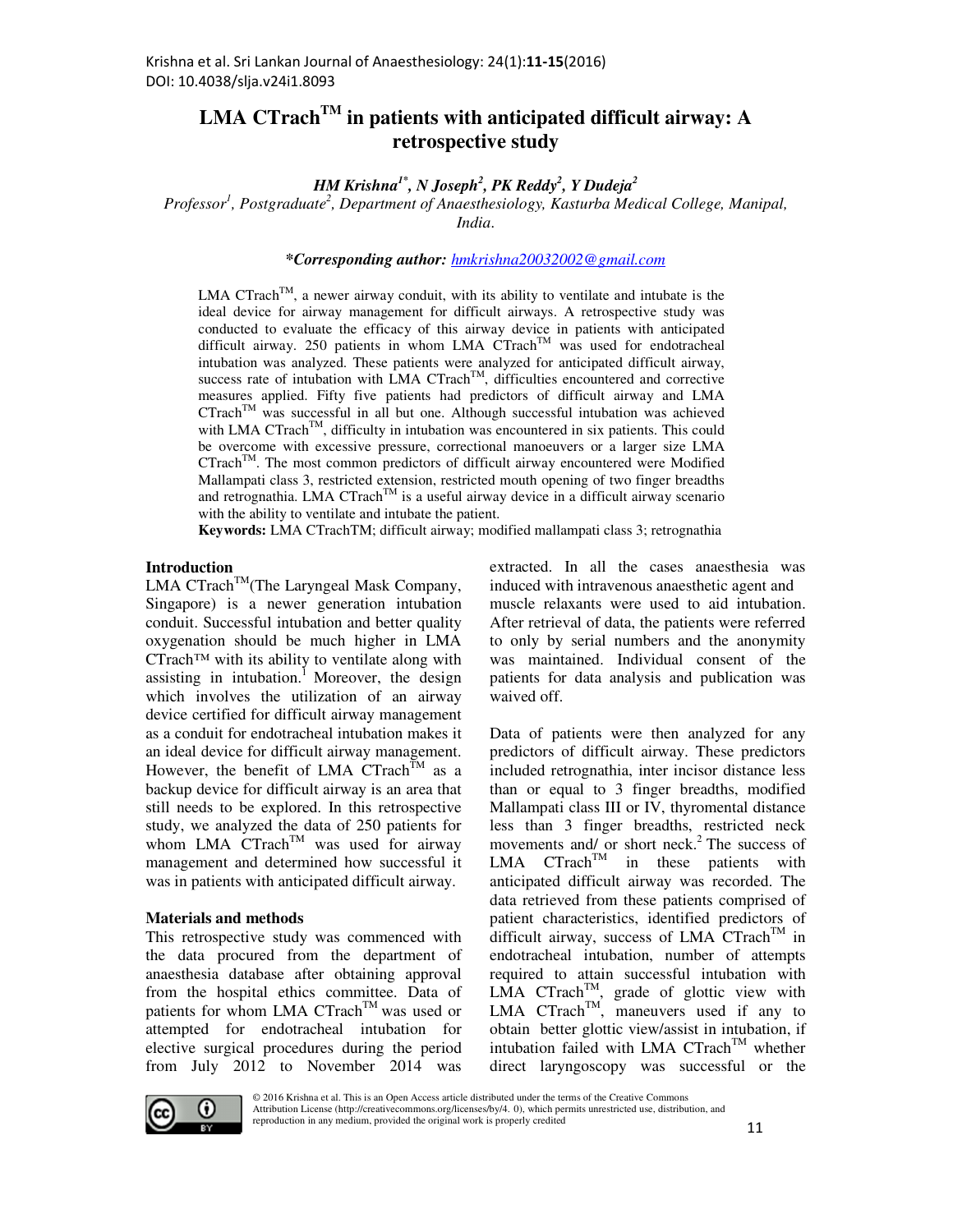# LMA CTrach™ in patients with anticipated difficult airway: A retrospective study

***HM Krishna*[1*]*, N Joseph*[2]*, PK Reddy*[2]*, Y Dudeja*[2]**

*Professor[1], Postgraduate[2], Department of Anaesthesiology, Kasturba Medical College, Manipal, India.*

***\*Corresponding author:** hmkrishna20032002@gmail.com*

LMA CTrach™, a newer airway conduit, with its ability to ventilate and intubate is the ideal device for airway management for difficult airways. A retrospective study was conducted to evaluate the efficacy of this airway device in patients with anticipated difficult airway. 250 patients in whom LMA CTrach™ was used for endotracheal intubation was analyzed. These patients were analyzed for anticipated difficult airway, success rate of intubation with LMA CTrach™, difficulties encountered and corrective measures applied. Fifty five patients had predictors of difficult airway and LMA CTrach™ was successful in all but one. Although successful intubation was achieved with LMA CTrach™, difficulty in intubation was encountered in six patients. This could be overcome with excessive pressure, correctional manoeuvers or a larger size LMA CTrach™. The most common predictors of difficult airway encountered were Modified Mallampati class 3, restricted extension, restricted mouth opening of two finger breadths and retrognathia. LMA CTrach™ is a useful airway device in a difficult airway scenario with the ability to ventilate and intubate the patient.

**Keywords:** LMA CTrachTM; difficult airway; modified mallampati class 3; retrognathia

## Introduction

LMA CTrach™(The Laryngeal Mask Company, Singapore) is a newer generation intubation conduit. Successful intubation and better quality oxygenation should be much higher in LMA CTrach™ with its ability to ventilate along with assisting in intubation.[1] Moreover, the design which involves the utilization of an airway device certified for difficult airway management as a conduit for endotracheal intubation makes it an ideal device for difficult airway management. However, the benefit of LMA CTrach™ as a backup device for difficult airway is an area that still needs to be explored. In this retrospective study, we analyzed the data of 250 patients for whom LMA CTrach™ was used for airway management and determined how successful it was in patients with anticipated difficult airway.

## Materials and methods

This retrospective study was commenced with the data procured from the department of anaesthesia database after obtaining approval from the hospital ethics committee. Data of patients for whom LMA CTrach™ was used or attempted for endotracheal intubation for elective surgical procedures during the period from July 2012 to November 2014 was extracted. In all the cases anaesthesia was induced with intravenous anaesthetic agent and muscle relaxants were used to aid intubation. After retrieval of data, the patients were referred to only by serial numbers and the anonymity was maintained. Individual consent of the patients for data analysis and publication was waived off.

Data of patients were then analyzed for any predictors of difficult airway. These predictors included retrognathia, inter incisor distance less than or equal to 3 finger breadths, modified Mallampati class III or IV, thyromental distance less than 3 finger breadths, restricted neck movements and/ or short neck.[2] The success of LMA CTrach™ in these patients with anticipated difficult airway was recorded. The data retrieved from these patients comprised of patient characteristics, identified predictors of difficult airway, success of LMA CTrach™ in endotracheal intubation, number of attempts required to attain successful intubation with LMA CTrach™, grade of glottic view with LMA CTrach™, maneuvers used if any to obtain better glottic view/assist in intubation, if intubation failed with LMA CTrach™ whether direct laryngoscopy was successful or the

© 2016 Krishna et al. This is an Open Access article distributed under the terms of the Creative Commons Attribution License (http://creativecommons.org/licenses/by/4. 0), which permits unrestricted use, distribution, and reproduction in any medium, provided the original work is properly credited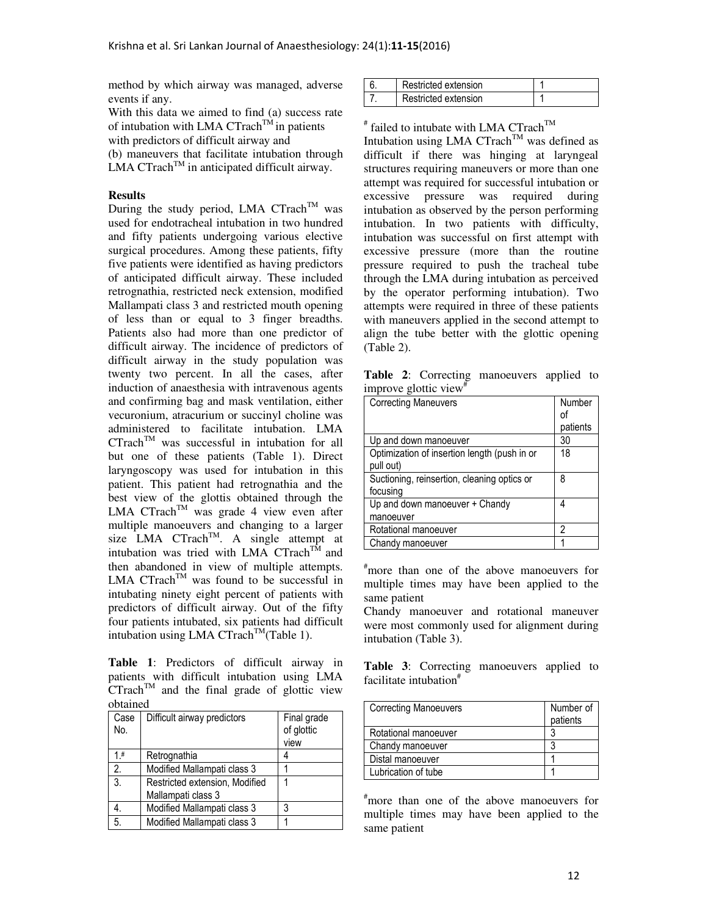method by which airway was managed, adverse events if any.

With this data we aimed to find (a) success rate of intubation with LMA CTrach™ in patients with predictors of difficult airway and

(b) maneuvers that facilitate intubation through LMA CTrach™ in anticipated difficult airway.

**Results**

During the study period, LMA CTrach™ was used for endotracheal intubation in two hundred and fifty patients undergoing various elective surgical procedures. Among these patients, fifty five patients were identified as having predictors of anticipated difficult airway. These included retrognathia, restricted neck extension, modified Mallampati class 3 and restricted mouth opening of less than or equal to 3 finger breadths. Patients also had more than one predictor of difficult airway. The incidence of predictors of difficult airway in the study population was twenty two percent. In all the cases, after induction of anaesthesia with intravenous agents and confirming bag and mask ventilation, either vecuronium, atracurium or succinyl choline was administered to facilitate intubation. LMA CTrach™ was successful in intubation for all but one of these patients (Table 1). Direct laryngoscopy was used for intubation in this patient. This patient had retrognathia and the best view of the glottis obtained through the LMA CTrach™ was grade 4 view even after multiple manoeuvers and changing to a larger size LMA CTrach™. A single attempt at intubation was tried with LMA CTrach™ and then abandoned in view of multiple attempts. LMA CTrach™ was found to be successful in intubating ninety eight percent of patients with predictors of difficult airway. Out of the fifty four patients intubated, six patients had difficult intubation using LMA CTrach™(Table 1).

**Table 1**: Predictors of difficult airway in patients with difficult intubation using LMA CTrach™ and the final grade of glottic view obtained

| Case No. | Difficult airway predictors | Final grade of glottic view |
|---|---|---|
| 1.# | Retrognathia | 4 |
| 2. | Modified Mallampati class 3 | 1 |
| 3. | Restricted extension, Modified Mallampati class 3 | 1 |
| 4. | Modified Mallampati class 3 | 3 |
| 5. | Modified Mallampati class 3 | 1 |
| 6. | Restricted extension | 1 |
| 7. | Restricted extension | 1 |

# failed to intubate with LMA CTrach™

Intubation using LMA CTrach™ was defined as difficult if there was hinging at laryngeal structures requiring maneuvers or more than one attempt was required for successful intubation or excessive pressure was required during intubation as observed by the person performing intubation. In two patients with difficulty, intubation was successful on first attempt with excessive pressure (more than the routine pressure required to push the tracheal tube through the LMA during intubation as perceived by the operator performing intubation). Two attempts were required in three of these patients with maneuvers applied in the second attempt to align the tube better with the glottic opening (Table 2).

**Table 2**: Correcting manoeuvers applied to improve glottic view#

| Correcting Maneuvers | Number of patients |
|---|---|
| Up and down manoeuver | 30 |
| Optimization of insertion length (push in or pull out) | 18 |
| Suctioning, reinsertion, cleaning optics or focusing | 8 |
| Up and down manoeuver + Chandy manoeuver | 4 |
| Rotational manoeuver | 2 |
| Chandy manoeuver | 1 |

#more than one of the above manoeuvers for multiple times may have been applied to the same patient

Chandy manoeuver and rotational maneuver were most commonly used for alignment during intubation (Table 3).

**Table 3**: Correcting manoeuvers applied to facilitate intubation#

| Correcting Manoeuvers | Number of patients |
|---|---|
| Rotational manoeuver | 3 |
| Chandy manoeuver | 3 |
| Distal manoeuver | 1 |
| Lubrication of tube | 1 |

#more than one of the above manoeuvers for multiple times may have been applied to the same patient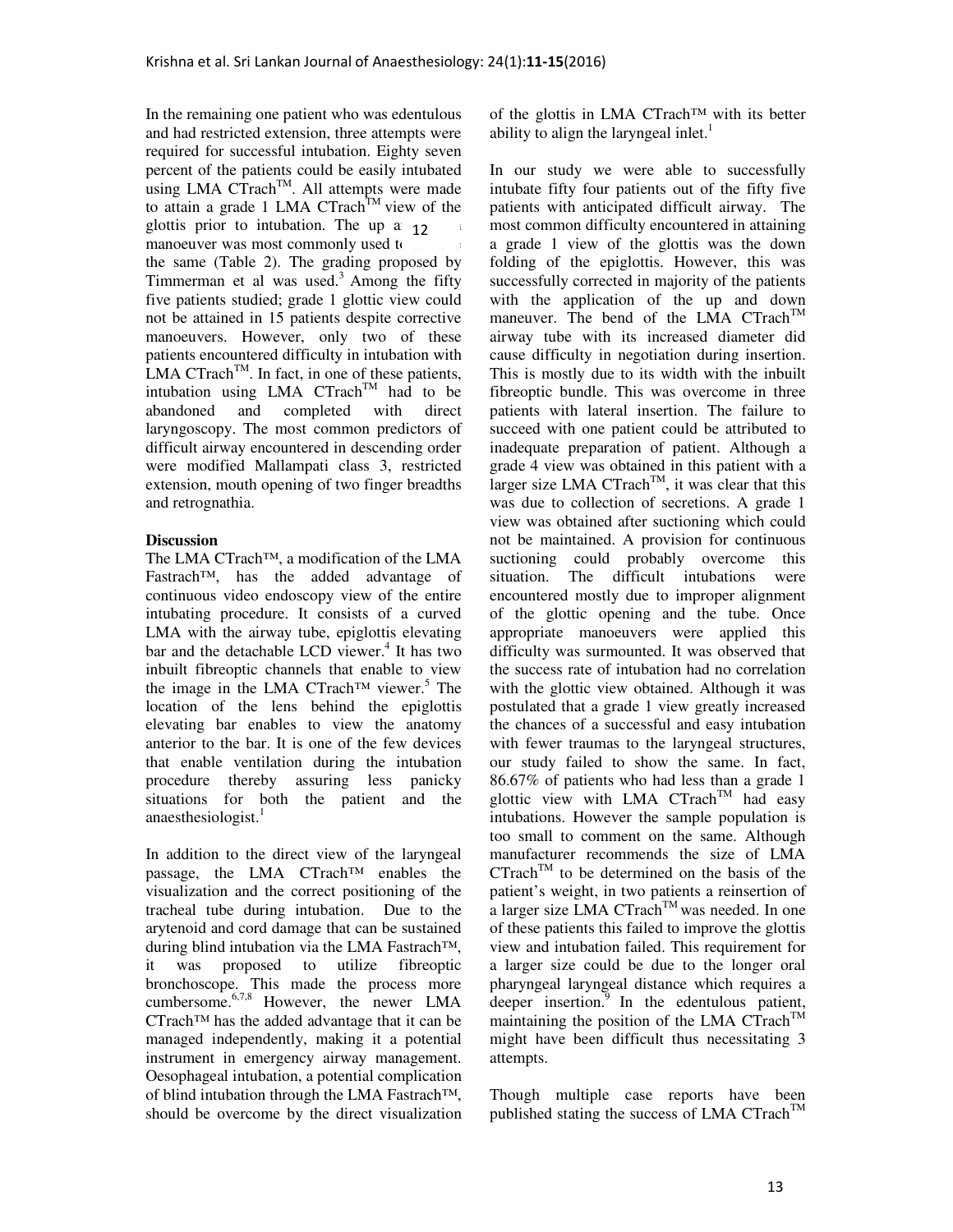In the remaining one patient who was edentulous and had restricted extension, three attempts were required for successful intubation. Eighty seven percent of the patients could be easily intubated using LMA CTrach™. All attempts were made to attain a grade 1 LMA CTrach™ view of the glottis prior to intubation. The up and down manoeuver was most commonly used to achieve the same (Table 2). The grading proposed by Timmerman et al was used.[3] Among the fifty five patients studied; grade 1 glottic view could not be attained in 15 patients despite corrective manoeuvers. However, only two of these patients encountered difficulty in intubation with LMA CTrach™. In fact, in one of these patients, intubation using LMA CTrach™ had to be abandoned and completed with direct laryngoscopy. The most common predictors of difficult airway encountered in descending order were modified Mallampati class 3, restricted extension, mouth opening of two finger breadths and retrognathia.

**Discussion**

The LMA CTrach™, a modification of the LMA Fastrach™, has the added advantage of continuous video endoscopy view of the entire intubating procedure. It consists of a curved LMA with the airway tube, epiglottis elevating bar and the detachable LCD viewer.[4] It has two inbuilt fibreoptic channels that enable to view the image in the LMA CTrach™ viewer.[5] The location of the lens behind the epiglottis elevating bar enables to view the anatomy anterior to the bar. It is one of the few devices that enable ventilation during the intubation procedure thereby assuring less panicky situations for both the patient and the anaesthesiologist.[1]

In addition to the direct view of the laryngeal passage, the LMA CTrach™ enables the visualization and the correct positioning of the tracheal tube during intubation. Due to the arytenoid and cord damage that can be sustained during blind intubation via the LMA Fastrach™, it was proposed to utilize fibreoptic bronchoscope. This made the process more cumbersome.[6,7,8] However, the newer LMA CTrach™ has the added advantage that it can be managed independently, making it a potential instrument in emergency airway management. Oesophageal intubation, a potential complication of blind intubation through the LMA Fastrach™, should be overcome by the direct visualization of the glottis in LMA CTrach™ with its better ability to align the laryngeal inlet.[1]

In our study we were able to successfully intubate fifty four patients out of the fifty five patients with anticipated difficult airway. The most common difficulty encountered in attaining a grade 1 view of the glottis was the down folding of the epiglottis. However, this was successfully corrected in majority of the patients with the application of the up and down maneuver. The bend of the LMA CTrach™ airway tube with its increased diameter did cause difficulty in negotiation during insertion. This is mostly due to its width with the inbuilt fibreoptic bundle. This was overcome in three patients with lateral insertion. The failure to succeed with one patient could be attributed to inadequate preparation of patient. Although a grade 4 view was obtained in this patient with a larger size LMA CTrach™, it was clear that this was due to collection of secretions. A grade 1 view was obtained after suctioning which could not be maintained. A provision for continuous suctioning could probably overcome this situation. The difficult intubations were encountered mostly due to improper alignment of the glottic opening and the tube. Once appropriate manoeuvers were applied this difficulty was surmounted. It was observed that the success rate of intubation had no correlation with the glottic view obtained. Although it was postulated that a grade 1 view greatly increased the chances of a successful and easy intubation with fewer traumas to the laryngeal structures, our study failed to show the same. In fact, 86.67% of patients who had less than a grade 1 glottic view with LMA CTrach™ had easy intubations. However the sample population is too small to comment on the same. Although manufacturer recommends the size of LMA CTrach™ to be determined on the basis of the patient's weight, in two patients a reinsertion of a larger size LMA CTrach™ was needed. In one of these patients this failed to improve the glottis view and intubation failed. This requirement for a larger size could be due to the longer oral pharyngeal laryngeal distance which requires a deeper insertion.[9] In the edentulous patient, maintaining the position of the LMA CTrach™ might have been difficult thus necessitating 3 attempts.

Though multiple case reports have been published stating the success of LMA CTrach™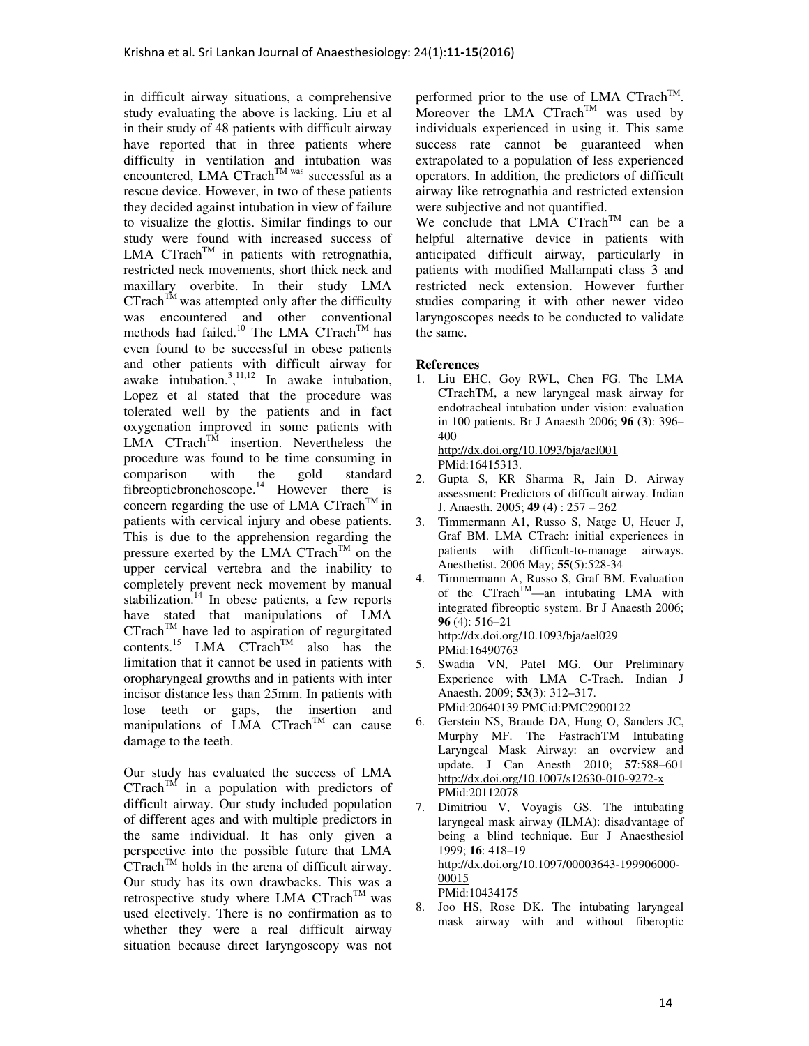in difficult airway situations, a comprehensive study evaluating the above is lacking. Liu et al in their study of 48 patients with difficult airway have reported that in three patients where difficulty in ventilation and intubation was encountered, LMA CTrach™ was successful as a rescue device. However, in two of these patients they decided against intubation in view of failure to visualize the glottis. Similar findings to our study were found with increased success of LMA CTrach™ in patients with retrognathia, restricted neck movements, short thick neck and maxillary overbite. In their study LMA CTrach™ was attempted only after the difficulty was encountered and other conventional methods had failed.[10] The LMA CTrach™ has even found to be successful in obese patients and other patients with difficult airway for awake intubation.[3,11,12] In awake intubation, Lopez et al stated that the procedure was tolerated well by the patients and in fact oxygenation improved in some patients with LMA CTrach™ insertion. Nevertheless the procedure was found to be time consuming in comparison with the gold standard fibreopticbronchoscope.[14] However there is concern regarding the use of LMA CTrach™ in patients with cervical injury and obese patients. This is due to the apprehension regarding the pressure exerted by the LMA CTrach™ on the upper cervical vertebra and the inability to completely prevent neck movement by manual stabilization.[14] In obese patients, a few reports have stated that manipulations of LMA CTrach™ have led to aspiration of regurgitated contents.[15] LMA CTrach™ also has the limitation that it cannot be used in patients with oropharyngeal growths and in patients with inter incisor distance less than 25mm. In patients with lose teeth or gaps, the insertion and manipulations of LMA CTrach™ can cause damage to the teeth.

Our study has evaluated the success of LMA CTrach™ in a population with predictors of difficult airway. Our study included population of different ages and with multiple predictors in the same individual. It has only given a perspective into the possible future that LMA CTrach™ holds in the arena of difficult airway. Our study has its own drawbacks. This was a retrospective study where LMA CTrach™ was used electively. There is no confirmation as to whether they were a real difficult airway situation because direct laryngoscopy was not performed prior to the use of LMA CTrach™. Moreover the LMA CTrach™ was used by individuals experienced in using it. This same success rate cannot be guaranteed when extrapolated to a population of less experienced operators. In addition, the predictors of difficult airway like retrognathia and restricted extension were subjective and not quantified.

We conclude that LMA CTrach™ can be a helpful alternative device in patients with anticipated difficult airway, particularly in patients with modified Mallampati class 3 and restricted neck extension. However further studies comparing it with other newer video laryngoscopes needs to be conducted to validate the same.

**References**

1. Liu EHC, Goy RWL, Chen FG. The LMA CTrachTM, a new laryngeal mask airway for endotracheal intubation under vision: evaluation in 100 patients. Br J Anaesth 2006; **96** (3): 396–400
   http://dx.doi.org/10.1093/bja/ael001
   PMid:16415313.
2. Gupta S, KR Sharma R, Jain D. Airway assessment: Predictors of difficult airway. Indian J. Anaesth. 2005; **49** (4) : 257 – 262
3. Timmermann A1, Russo S, Natge U, Heuer J, Graf BM. LMA CTrach: initial experiences in patients with difficult-to-manage airways. Anesthetist. 2006 May; **55**(5):528-34
4. Timmermann A, Russo S, Graf BM. Evaluation of the CTrach™—an intubating LMA with integrated fibreoptic system. Br J Anaesth 2006; **96** (4): 516–21
   http://dx.doi.org/10.1093/bja/ael029
   PMid:16490763
5. Swadia VN, Patel MG. Our Preliminary Experience with LMA C-Trach. Indian J Anaesth. 2009; **53**(3): 312–317.
   PMid:20640139 PMCid:PMC2900122
6. Gerstein NS, Braude DA, Hung O, Sanders JC, Murphy MF. The FastrachTM Intubating Laryngeal Mask Airway: an overview and update. J Can Anesth 2010; **57**:588–601
   http://dx.doi.org/10.1007/s12630-010-9272-x
   PMid:20112078
7. Dimitriou V, Voyagis GS. The intubating laryngeal mask airway (ILMA): disadvantage of being a blind technique. Eur J Anaesthesiol 1999; **16**: 418–19
   http://dx.doi.org/10.1097/00003643-199906000-00015
   PMid:10434175
8. Joo HS, Rose DK. The intubating laryngeal mask airway with and without fiberoptic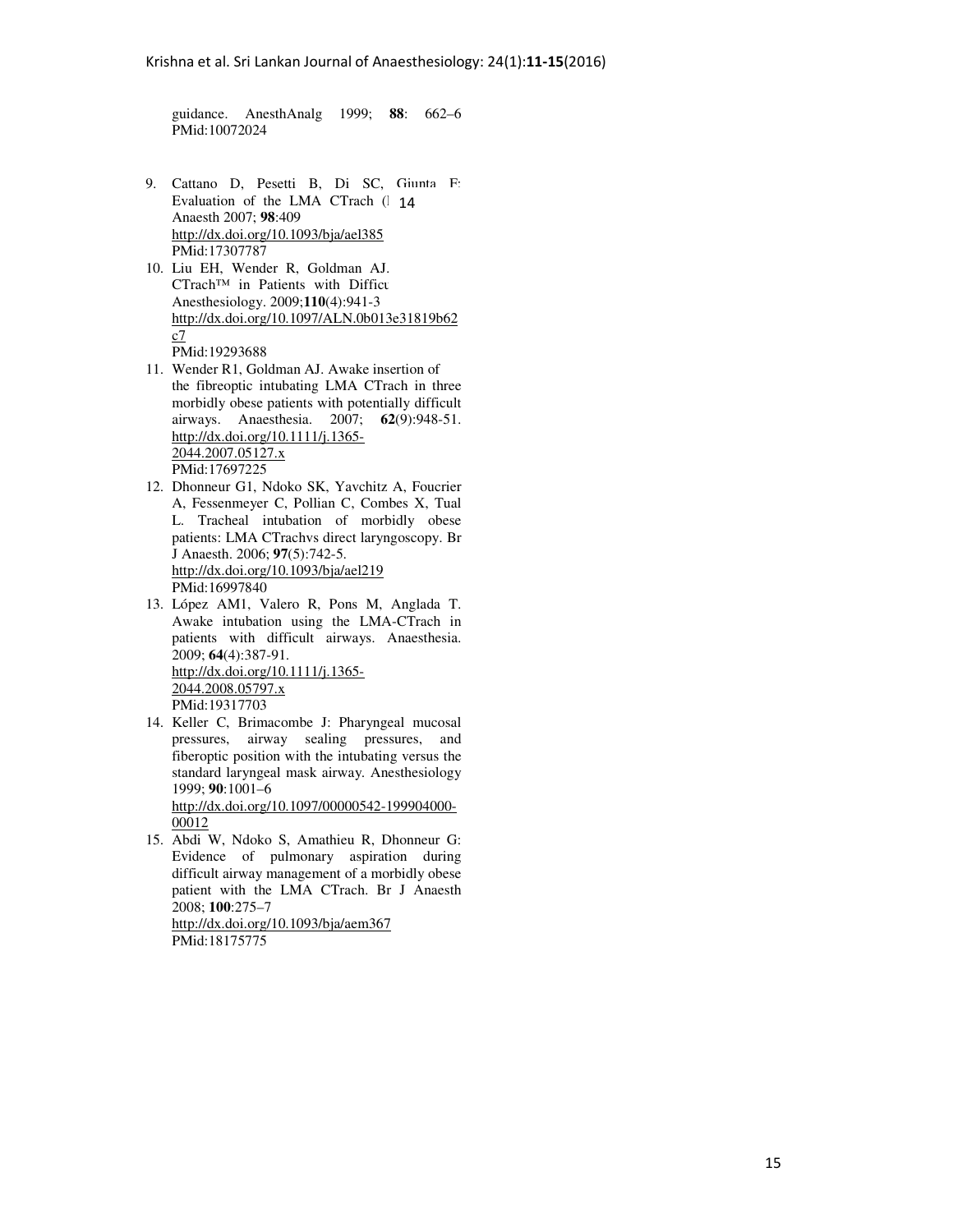guidance. AnesthAnalg 1999; **88**: 662–6 PMid:10072024

9. Cattano D, Pesetti B, Di SC, Giunta F: Evaluation of the LMA CTrach (I 14 Anaesth 2007; **98**:409 http://dx.doi.org/10.1093/bja/ael385 PMid:17307787
10. Liu EH, Wender R, Goldman AJ. CTrach™ in Patients with Difficu Anesthesiology. 2009;**110**(4):941-3 http://dx.doi.org/10.1097/ALN.0b013e31819b62c7 PMid:19293688
11. Wender R1, Goldman AJ. Awake insertion of the fibreoptic intubating LMA CTrach in three morbidly obese patients with potentially difficult airways. Anaesthesia. 2007; **62**(9):948-51. http://dx.doi.org/10.1111/j.1365-2044.2007.05127.x PMid:17697225
12. Dhonneur G1, Ndoko SK, Yavchitz A, Foucrier A, Fessenmeyer C, Pollian C, Combes X, Tual L. Tracheal intubation of morbidly obese patients: LMA CTrachvs direct laryngoscopy. Br J Anaesth. 2006; **97**(5):742-5. http://dx.doi.org/10.1093/bja/ael219 PMid:16997840
13. López AM1, Valero R, Pons M, Anglada T. Awake intubation using the LMA-CTrach in patients with difficult airways. Anaesthesia. 2009; **64**(4):387-91. http://dx.doi.org/10.1111/j.1365-2044.2008.05797.x PMid:19317703
14. Keller C, Brimacombe J: Pharyngeal mucosal pressures, airway sealing pressures, and fiberoptic position with the intubating versus the standard laryngeal mask airway. Anesthesiology 1999; **90**:1001–6 http://dx.doi.org/10.1097/00000542-199904000-00012
15. Abdi W, Ndoko S, Amathieu R, Dhonneur G: Evidence of pulmonary aspiration during difficult airway management of a morbidly obese patient with the LMA CTrach. Br J Anaesth 2008; **100**:275–7 http://dx.doi.org/10.1093/bja/aem367 PMid:18175775